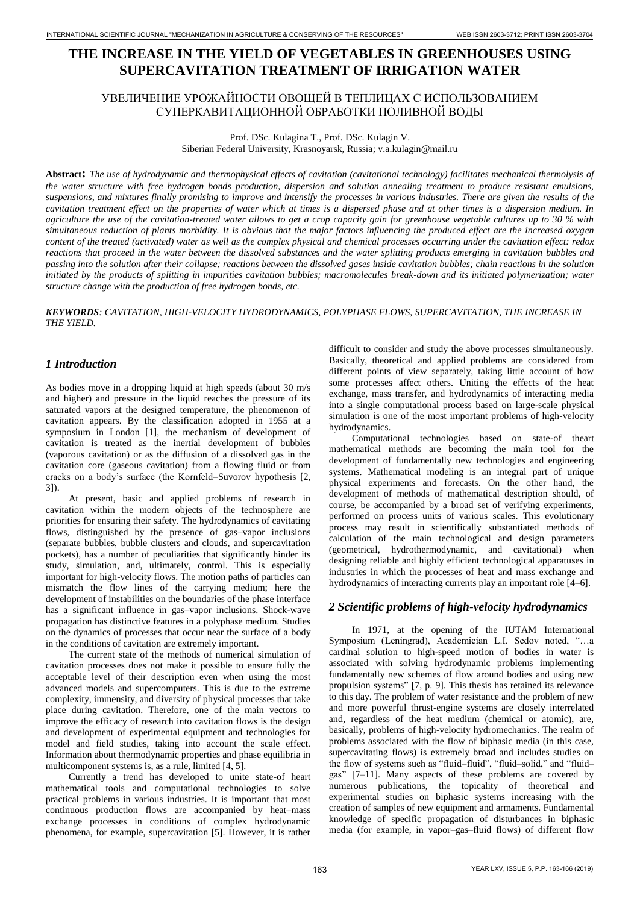# THE INCREASE IN THE YIELD OF VEGETABLES IN GREENHOUSES USING SUPERCAVITATION TREATMENT OF IRRIGATION WATER

## УВЕЛИЧЕНИЕ УРОЖАЙНОСТИ ОВОЩЕЙ В ТЕПЛИЦАХ С ИСПОЛЬЗОВАНИЕМ СУПЕРКАВИТАЦИОННОЙ ОБРАБОТКИ ПОЛИВНОЙ ВОДЫ

Prof. DSc. Kulagina T., Prof. DSc. Kulagin V.
Siberian Federal University, Krasnoyarsk, Russia; v.a.kulagin@mail.ru

**Abstract:** *The use of hydrodynamic and thermophysical effects of cavitation (cavitational technology) facilitates mechanical thermolysis of the water structure with free hydrogen bonds production, dispersion and solution annealing treatment to produce resistant emulsions, suspensions, and mixtures finally promising to improve and intensify the processes in various industries. There are given the results of the cavitation treatment effect on the properties of water which at times is a dispersed phase and at other times is a dispersion medium. In agriculture the use of the cavitation-treated water allows to get a crop capacity gain for greenhouse vegetable cultures up to 30 % with simultaneous reduction of plants morbidity. It is obvious that the major factors influencing the produced effect are the increased oxygen content of the treated (activated) water as well as the complex physical and chemical processes occurring under the cavitation effect: redox reactions that proceed in the water between the dissolved substances and the water splitting products emerging in cavitation bubbles and passing into the solution after their collapse; reactions between the dissolved gases inside cavitation bubbles; chain reactions in the solution initiated by the products of splitting in impurities cavitation bubbles; macromolecules break-down and its initiated polymerization; water structure change with the production of free hydrogen bonds, etc.*

***KEYWORDS**: CAVITATION, HIGH-VELOCITY HYDRODYNAMICS, POLYPHASE FLOWS, SUPERCAVITATION, THE INCREASE IN THE YIELD.*

## *1 Introduction*

As bodies move in a dropping liquid at high speeds (about 30 m/s and higher) and pressure in the liquid reaches the pressure of its saturated vapors at the designed temperature, the phenomenon of cavitation appears. By the classification adopted in 1955 at a symposium in London [1], the mechanism of development of cavitation is treated as the inertial development of bubbles (vaporous cavitation) or as the diffusion of a dissolved gas in the cavitation core (gaseous cavitation) from a flowing fluid or from cracks on a body's surface (the Kornfeld–Suvorov hypothesis [2, 3]).

At present, basic and applied problems of research in cavitation within the modern objects of the technosphere are priorities for ensuring their safety. The hydrodynamics of cavitating flows, distinguished by the presence of gas–vapor inclusions (separate bubbles, bubble clusters and clouds, and supercavitation pockets), has a number of peculiarities that significantly hinder its study, simulation, and, ultimately, control. This is especially important for high-velocity flows. The motion paths of particles can mismatch the flow lines of the carrying medium; here the development of instabilities on the boundaries of the phase interface has a significant influence in gas–vapor inclusions. Shock-wave propagation has distinctive features in a polyphase medium. Studies on the dynamics of processes that occur near the surface of a body in the conditions of cavitation are extremely important.

The current state of the methods of numerical simulation of cavitation processes does not make it possible to ensure fully the acceptable level of their description even when using the most advanced models and supercomputers. This is due to the extreme complexity, immensity, and diversity of physical processes that take place during cavitation. Therefore, one of the main vectors to improve the efficacy of research into cavitation flows is the design and development of experimental equipment and technologies for model and field studies, taking into account the scale effect. Information about thermodynamic properties and phase equilibria in multicomponent systems is, as a rule, limited [4, 5].

Currently a trend has developed to unite state-of heart mathematical tools and computational technologies to solve practical problems in various industries. It is important that most continuous production flows are accompanied by heat–mass exchange processes in conditions of complex hydrodynamic phenomena, for example, supercavitation [5]. However, it is rather difficult to consider and study the above processes simultaneously. Basically, theoretical and applied problems are considered from different points of view separately, taking little account of how some processes affect others. Uniting the effects of the heat exchange, mass transfer, and hydrodynamics of interacting media into a single computational process based on large-scale physical simulation is one of the most important problems of high-velocity hydrodynamics.

Computational technologies based on state-of theart mathematical methods are becoming the main tool for the development of fundamentally new technologies and engineering systems. Mathematical modeling is an integral part of unique physical experiments and forecasts. On the other hand, the development of methods of mathematical description should, of course, be accompanied by a broad set of verifying experiments, performed on process units of various scales. This evolutionary process may result in scientifically substantiated methods of calculation of the main technological and design parameters (geometrical, hydrothermodynamic, and cavitational) when designing reliable and highly efficient technological apparatuses in industries in which the processes of heat and mass exchange and hydrodynamics of interacting currents play an important role [4–6].

## *2 Scientific problems of high-velocity hydrodynamics*

In 1971, at the opening of the IUTAM International Symposium (Leningrad), Academician L.I. Sedov noted, "…a cardinal solution to high-speed motion of bodies in water is associated with solving hydrodynamic problems implementing fundamentally new schemes of flow around bodies and using new propulsion systems" [7, p. 9]. This thesis has retained its relevance to this day. The problem of water resistance and the problem of new and more powerful thrust-engine systems are closely interrelated and, regardless of the heat medium (chemical or atomic), are, basically, problems of high-velocity hydromechanics. The realm of problems associated with the flow of biphasic media (in this case, supercavitating flows) is extremely broad and includes studies on the flow of systems such as "fluid–fluid", "fluid–solid," and "fluid–gas" [7–11]. Many aspects of these problems are covered by numerous publications, the topicality of theoretical and experimental studies on biphasic systems increasing with the creation of samples of new equipment and armaments. Fundamental knowledge of specific propagation of disturbances in biphasic media (for example, in vapor–gas–fluid flows) of different flow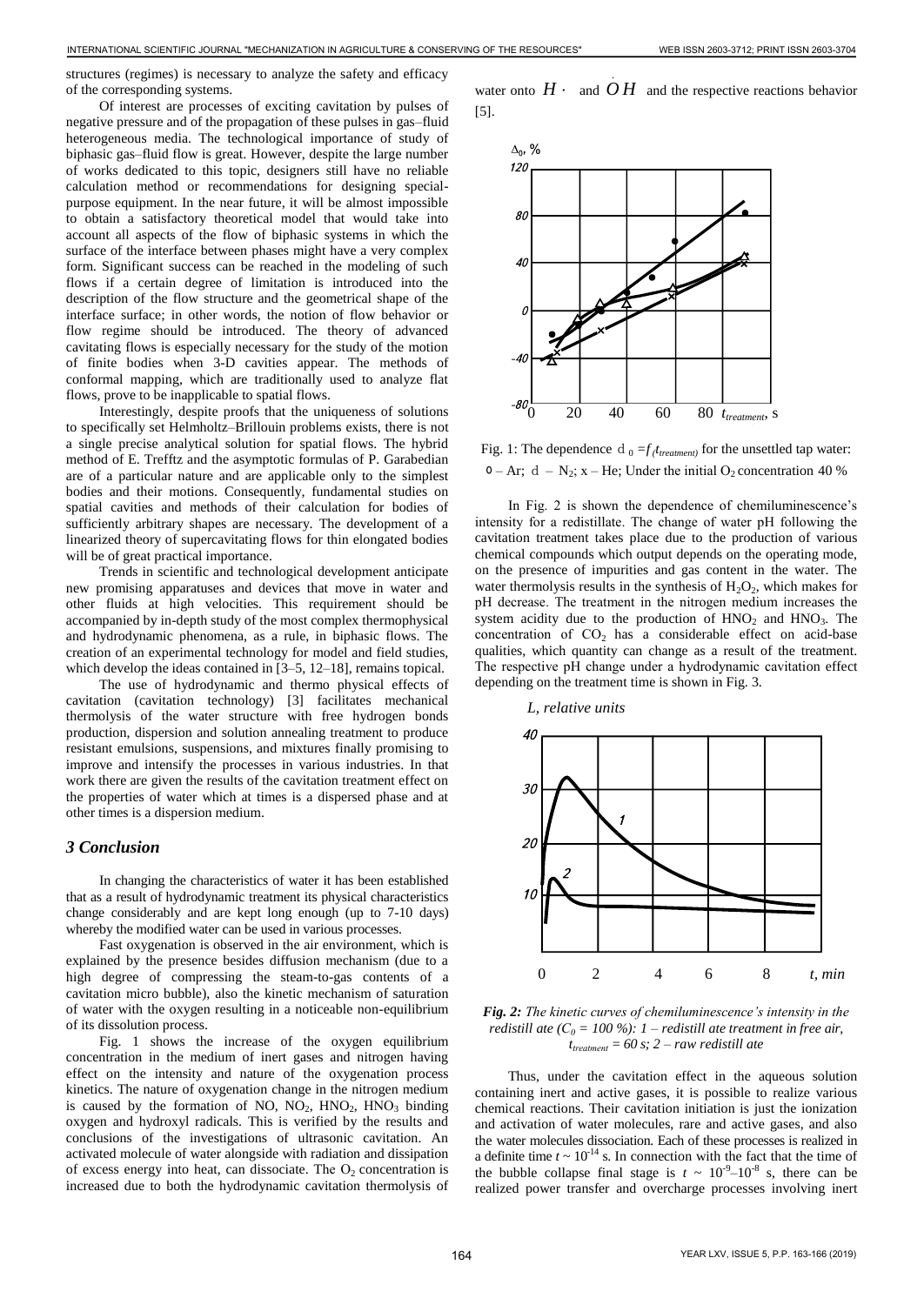structures (regimes) is necessary to analyze the safety and efficacy of the corresponding systems.

Of interest are processes of exciting cavitation by pulses of negative pressure and of the propagation of these pulses in gas–fluid heterogeneous media. The technological importance of study of biphasic gas–fluid flow is great. However, despite the large number of works dedicated to this topic, designers still have no reliable calculation method or recommendations for designing special-purpose equipment. In the near future, it will be almost impossible to obtain a satisfactory theoretical model that would take into account all aspects of the flow of biphasic systems in which the surface of the interface between phases might have a very complex form. Significant success can be reached in the modeling of such flows if a certain degree of limitation is introduced into the description of the flow structure and the geometrical shape of the interface surface; in other words, the notion of flow behavior or flow regime should be introduced. The theory of advanced cavitating flows is especially necessary for the study of the motion of finite bodies when 3-D cavities appear. The methods of conformal mapping, which are traditionally used to analyze flat flows, prove to be inapplicable to spatial flows.

Interestingly, despite proofs that the uniqueness of solutions to specifically set Helmholtz–Brillouin problems exists, there is not a single precise analytical solution for spatial flows. The hybrid method of E. Trefftz and the asymptotic formulas of P. Garabedian are of a particular nature and are applicable only to the simplest bodies and their motions. Consequently, fundamental studies on spatial cavities and methods of their calculation for bodies of sufficiently arbitrary shapes are necessary. The development of a linearized theory of supercavitating flows for thin elongated bodies will be of great practical importance.

Trends in scientific and technological development anticipate new promising apparatuses and devices that move in water and other fluids at high velocities. This requirement should be accompanied by in-depth study of the most complex thermophysical and hydrodynamic phenomena, as a rule, in biphasic flows. The creation of an experimental technology for model and field studies, which develop the ideas contained in [3–5, 12–18], remains topical.

The use of hydrodynamic and thermo physical effects of cavitation (cavitation technology) [3] facilitates mechanical thermolysis of the water structure with free hydrogen bonds production, dispersion and solution annealing treatment to produce resistant emulsions, suspensions, and mixtures finally promising to improve and intensify the processes in various industries. In that work there are given the results of the cavitation treatment effect on the properties of water which at times is a dispersed phase and at other times is a dispersion medium.

## 3 Conclusion

In changing the characteristics of water it has been established that as a result of hydrodynamic treatment its physical characteristics change considerably and are kept long enough (up to 7-10 days) whereby the modified water can be used in various processes.

Fast oxygenation is observed in the air environment, which is explained by the presence besides diffusion mechanism (due to a high degree of compressing the steam-to-gas contents of a cavitation micro bubble), also the kinetic mechanism of saturation of water with the oxygen resulting in a noticeable non-equilibrium of its dissolution process.

Fig. 1 shows the increase of the oxygen equilibrium concentration in the medium of inert gases and nitrogen having effect on the intensity and nature of the oxygenation process kinetics. The nature of oxygenation change in the nitrogen medium is caused by the formation of NO, $NO_2$, $HNO_2$, $HNO_3$ binding oxygen and hydroxyl radicals. This is verified by the results and conclusions of the investigations of ultrasonic cavitation. An activated molecule of water alongside with radiation and dissipation of excess energy into heat, can dissociate. The $O_2$ concentration is increased due to both the hydrodynamic cavitation thermolysis of water onto $H\cdot$ and $\dot{O}H$ and the respective reactions behavior [5].

Fig. 1: The dependence $\Delta_0 = f(t_{treatment})$ for the unsettled tap water: o – Ar; Δ – $N_2$; x – He; Under the initial $O_2$ concentration 40 %

In Fig. 2 is shown the dependence of chemiluminescence's intensity for a redistillate. The change of water pH following the cavitation treatment takes place due to the production of various chemical compounds which output depends on the operating mode, on the presence of impurities and gas content in the water. The water thermolysis results in the synthesis of $H_2O_2$, which makes for pH decrease. The treatment in the nitrogen medium increases the system acidity due to the production of $HNO_2$ and $HNO_3$. The concentration of $CO_2$ has a considerable effect on acid-base qualities, which quantity can change as a result of the treatment. The respective pH change under a hydrodynamic cavitation effect depending on the treatment time is shown in Fig. 3.

*Fig. 2: The kinetic curves of chemiluminescence's intensity in the redistill ate ($C_0$ = 100 %): 1 – redistill ate treatment in free air, $t_{treatment}$ = 60 s; 2 – raw redistill ate*

Thus, under the cavitation effect in the aqueous solution containing inert and active gases, it is possible to realize various chemical reactions. Their cavitation initiation is just the ionization and activation of water molecules, rare and active gases, and also the water molecules dissociation. Each of these processes is realized in a definite time $t \sim 10^{-14}$ s. In connection with the fact that the time of the bubble collapse final stage is $t \sim 10^{-9}$–$10^{-8}$ s, there can be realized power transfer and overcharge processes involving inert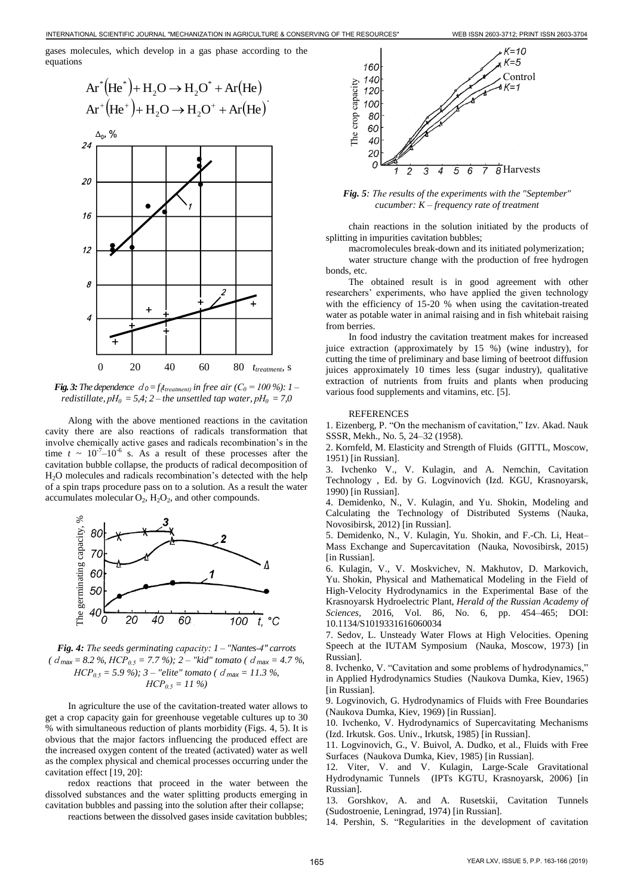gases molecules, which develop in a gas phase according to the equations

$$\mathrm{Ar}^*\left(\mathrm{He}^*\right)+\mathrm{H_2O}\rightarrow \mathrm{H_2O}^*+\mathrm{Ar}\left(\mathrm{He}\right)$$
$$\mathrm{Ar}^+\left(\mathrm{He}^+\right)+\mathrm{H_2O}\rightarrow \mathrm{H_2O}^++\mathrm{Ar}\left(\mathrm{He}\right).$$

***Fig. 3:*** *The dependence $d_0 = f(t_{treatment})$ in free air ($C_0 = 100$ %): 1 – redistillate, $pH_0 = 5{,}4$; 2 – the unsettled tap water, $pH_0 = 7{,}0$*

Along with the above mentioned reactions in the cavitation cavity there are also reactions of radicals transformation that involve chemically active gases and radicals recombination's in the time $t \sim 10^{-7}$–$10^{-6}$ s. As a result of these processes after the cavitation bubble collapse, the products of radical decomposition of $H_2O$ molecules and radicals recombination's detected with the help of a spin traps procedure pass on to a solution. As a result the water accumulates molecular $O_2$, $H_2O_2$, and other compounds.

***Fig. 4:*** *The seeds germinating capacity: 1 – "Nantes-4" carrots ($d_{max} = 8.2$ %, $HCP_{0.5} = 7.7$ %); 2 – "kid" tomato ($d_{max} = 4.7$ %, $HCP_{0.5} = 5.9$ %); 3 – "elite" tomato ($d_{max} = 11.3$ %, $HCP_{0.5} = 11$ %)*

In agriculture the use of the cavitation-treated water allows to get a crop capacity gain for greenhouse vegetable cultures up to 30 % with simultaneous reduction of plants morbidity (Figs. 4, 5). It is obvious that the major factors influencing the produced effect are the increased oxygen content of the treated (activated) water as well as the complex physical and chemical processes occurring under the cavitation effect [19, 20]:

redox reactions that proceed in the water between the dissolved substances and the water splitting products emerging in cavitation bubbles and passing into the solution after their collapse;

reactions between the dissolved gases inside cavitation bubbles;

***Fig. 5****: The results of the experiments with the "September" cucumber: K – frequency rate of treatment*

chain reactions in the solution initiated by the products of splitting in impurities cavitation bubbles;

macromolecules break-down and its initiated polymerization;

water structure change with the production of free hydrogen bonds, etc.

The obtained result is in good agreement with other researchers' experiments, who have applied the given technology with the efficiency of 15-20 % when using the cavitation-treated water as potable water in animal raising and in fish whitebait raising from berries.

In food industry the cavitation treatment makes for increased juice extraction (approximately by 15 %) (wine industry), for cutting the time of preliminary and base liming of beetroot diffusion juices approximately 10 times less (sugar industry), qualitative extraction of nutrients from fruits and plants when producing various food supplements and vitamins, etc. [5].

## REFERENCES

1. Eizenberg, P. "On the mechanism of cavitation," Izv. Akad. Nauk SSSR, Mekh., No. 5, 24–32 (1958).
2. Kornfeld, M. Elasticity and Strength of Fluids (GITTL, Moscow, 1951) [in Russian].
3. Ivchenko V., V. Kulagin, and A. Nemchin, Cavitation Technology , Ed. by G. Logvinovich (Izd. KGU, Krasnoyarsk, 1990) [in Russian].
4. Demidenko, N., V. Kulagin, and Yu. Shokin, Modeling and Calculating the Technology of Distributed Systems (Nauka, Novosibirsk, 2012) [in Russian].
5. Demidenko, N., V. Kulagin, Yu. Shokin, and F.-Ch. Li, Heat–Mass Exchange and Supercavitation (Nauka, Novosibirsk, 2015) [in Russian].
6. Kulagin, V., V. Moskvichev, N. Makhutov, D. Markovich, Yu. Shokin, Physical and Mathematical Modeling in the Field of High-Velocity Hydrodynamics in the Experimental Base of the Krasnoyarsk Hydroelectric Plant, *Herald of the Russian Academy of Sciences*, 2016, Vol. 86, No. 6, pp. 454–465; DOI: 10.1134/S1019331616060034
7. Sedov, L. Unsteady Water Flows at High Velocities. Opening Speech at the IUTAM Symposium (Nauka, Moscow, 1973) [in Russian].
8. Ivchenko, V. "Cavitation and some problems of hydrodynamics," in Applied Hydrodynamics Studies (Naukova Dumka, Kiev, 1965) [in Russian].
9. Logvinovich, G. Hydrodynamics of Fluids with Free Boundaries (Naukova Dumka, Kiev, 1969) [in Russian].
10. Ivchenko, V. Hydrodynamics of Supercavitating Mechanisms (Izd. Irkutsk. Gos. Univ., Irkutsk, 1985) [in Russian].
11. Logvinovich, G., V. Buivol, A. Dudko, et al., Fluids with Free Surfaces (Naukova Dumka, Kiev, 1985) [in Russian].
12. Viter, V. and V. Kulagin, Large-Scale Gravitational Hydrodynamic Tunnels (IPTs KGTU, Krasnoyarsk, 2006) [in Russian].
13. Gorshkov, A. and A. Rusetskii, Cavitation Tunnels (Sudostroenie, Leningrad, 1974) [in Russian].
14. Pershin, S. "Regularities in the development of cavitation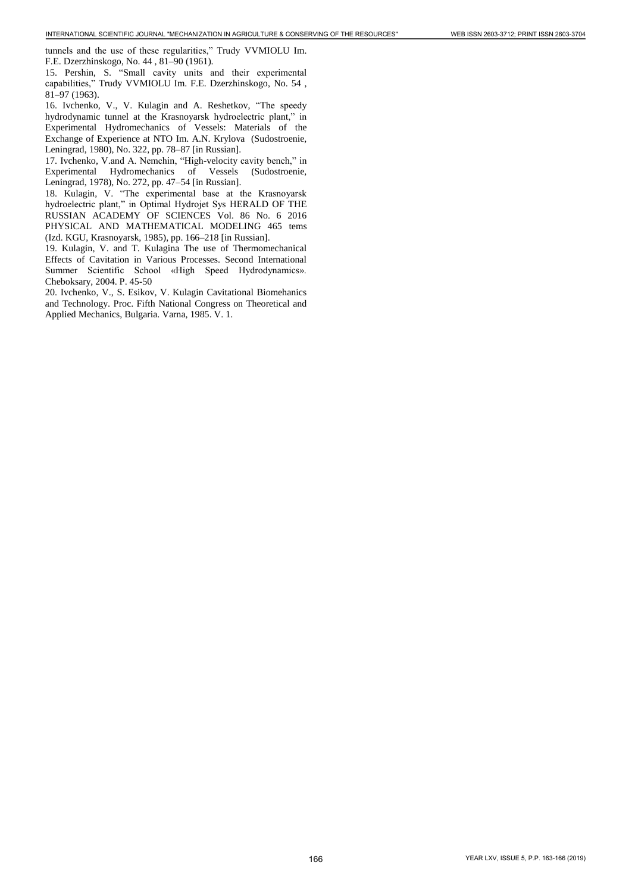tunnels and the use of these regularities," Trudy VVMIOLU Im. F.E. Dzerzhinskogo, No. 44 , 81–90 (1961).

15. Pershin, S. "Small cavity units and their experimental capabilities," Trudy VVMIOLU Im. F.E. Dzerzhinskogo, No. 54 , 81–97 (1963).

16. Ivchenko, V., V. Kulagin and A. Reshetkov, "The speedy hydrodynamic tunnel at the Krasnoyarsk hydroelectric plant," in Experimental Hydromechanics of Vessels: Materials of the Exchange of Experience at NTO Im. A.N. Krylova (Sudostroenie, Leningrad, 1980), No. 322, pp. 78–87 [in Russian].

17. Ivchenko, V.and A. Nemchin, "High-velocity cavity bench," in Experimental Hydromechanics of Vessels (Sudostroenie, Leningrad, 1978), No. 272, pp. 47–54 [in Russian].

18. Kulagin, V. "The experimental base at the Krasnoyarsk hydroelectric plant," in Optimal Hydrojet Sys HERALD OF THE RUSSIAN ACADEMY OF SCIENCES Vol. 86 No. 6 2016 PHYSICAL AND MATHEMATICAL MODELING 465 tems (Izd. KGU, Krasnoyarsk, 1985), pp. 166–218 [in Russian].

19. Kulagin, V. and T. Kulagina The use of Thermomechanical Effects of Cavitation in Various Processes. Second International Summer Scientific School «High Speed Hydrodynamics». Cheboksary, 2004. P. 45-50

20. Ivchenko, V., S. Esikov, V. Kulagin Cavitational Biomehanics and Technology. Proc. Fifth National Congress on Theoretical and Applied Mechanics, Bulgaria. Varna, 1985. V. 1.